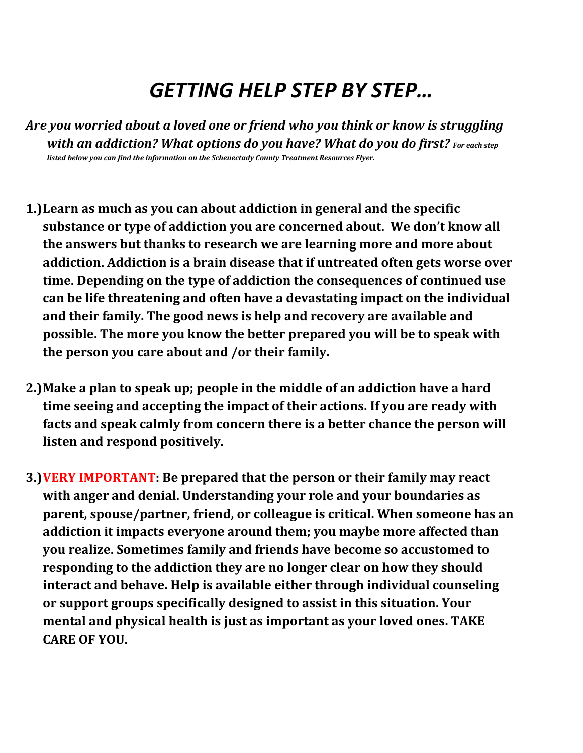# *GETTING HELP STEP BY STEP…*

***Are you worried about a loved one or friend who you think or know is struggling with an addiction? What options do you have? What do you do first?*** ***For each step listed below you can find the information on the Schenectady County Treatment Resources Flyer.***

1.) **Learn as much as you can about addiction in general and the specific substance or type of addiction you are concerned about. We don't know all the answers but thanks to research we are learning more and more about addiction. Addiction is a brain disease that if untreated often gets worse over time. Depending on the type of addiction the consequences of continued use can be life threatening and often have a devastating impact on the individual and their family. The good news is help and recovery are available and possible. The more you know the better prepared you will be to speak with the person you care about and /or their family.**

2.) **Make a plan to speak up; people in the middle of an addiction have a hard time seeing and accepting the impact of their actions. If you are ready with facts and speak calmly from concern there is a better chance the person will listen and respond positively.**

3.) **VERY IMPORTANT: Be prepared that the person or their family may react with anger and denial. Understanding your role and your boundaries as parent, spouse/partner, friend, or colleague is critical. When someone has an addiction it impacts everyone around them; you maybe more affected than you realize. Sometimes family and friends have become so accustomed to responding to the addiction they are no longer clear on how they should interact and behave. Help is available either through individual counseling or support groups specifically designed to assist in this situation. Your mental and physical health is just as important as your loved ones. TAKE CARE OF YOU.**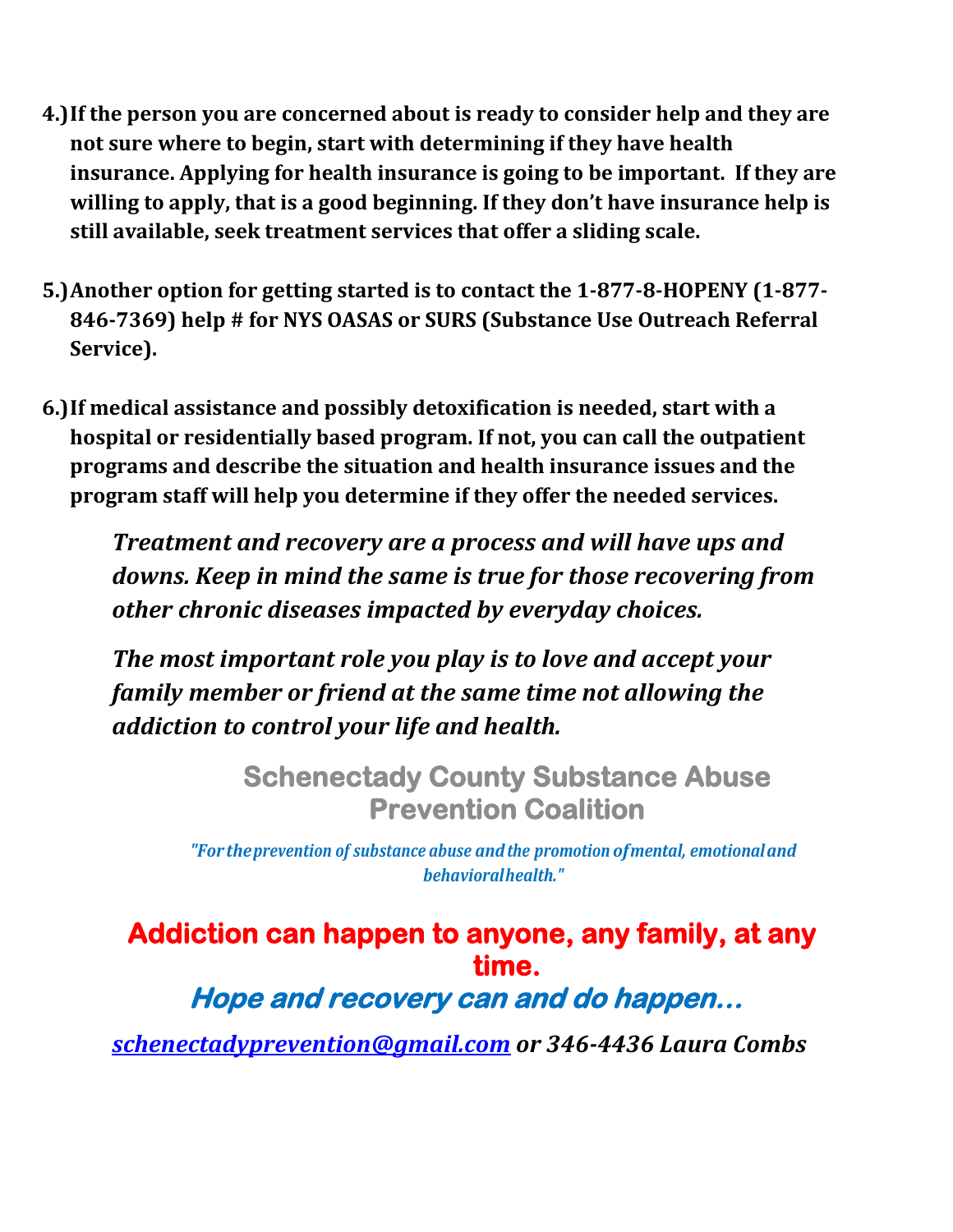4.) **If the person you are concerned about is ready to consider help and they are not sure where to begin, start with determining if they have health insurance. Applying for health insurance is going to be important. If they are willing to apply, that is a good beginning. If they don't have insurance help is still available, seek treatment services that offer a sliding scale.**

5.) **Another option for getting started is to contact the 1-877-8-HOPENY (1-877-846-7369) help # for NYS OASAS or SURS (Substance Use Outreach Referral Service).**

6.) **If medical assistance and possibly detoxification is needed, start with a hospital or residentially based program. If not, you can call the outpatient programs and describe the situation and health insurance issues and the program staff will help you determine if they offer the needed services.**

***Treatment and recovery are a process and will have ups and downs. Keep in mind the same is true for those recovering from other chronic diseases impacted by everyday choices.***

***The most important role you play is to love and accept your family member or friend at the same time not allowing the addiction to control your life and health.***

**Schenectady County Substance Abuse Prevention Coalition**

*"For the prevention of substance abuse and the promotion of mental, emotional and behavioral health."*

**Addiction can happen to anyone, any family, at any time.**

***Hope and recovery can and do happen…***

*schenectadyprevention@gmail.com* ***or 346-4436 Laura Combs***